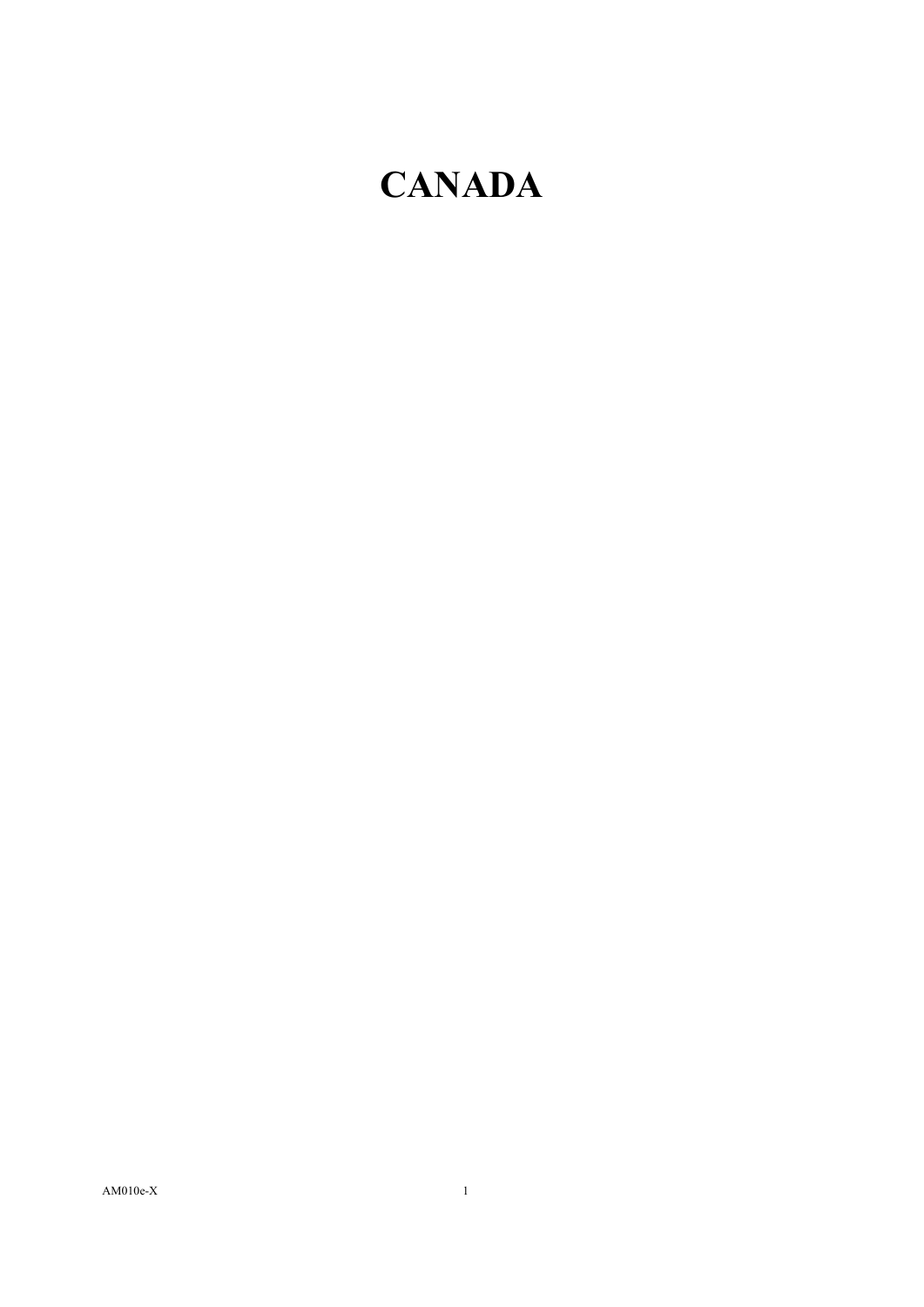# CANADA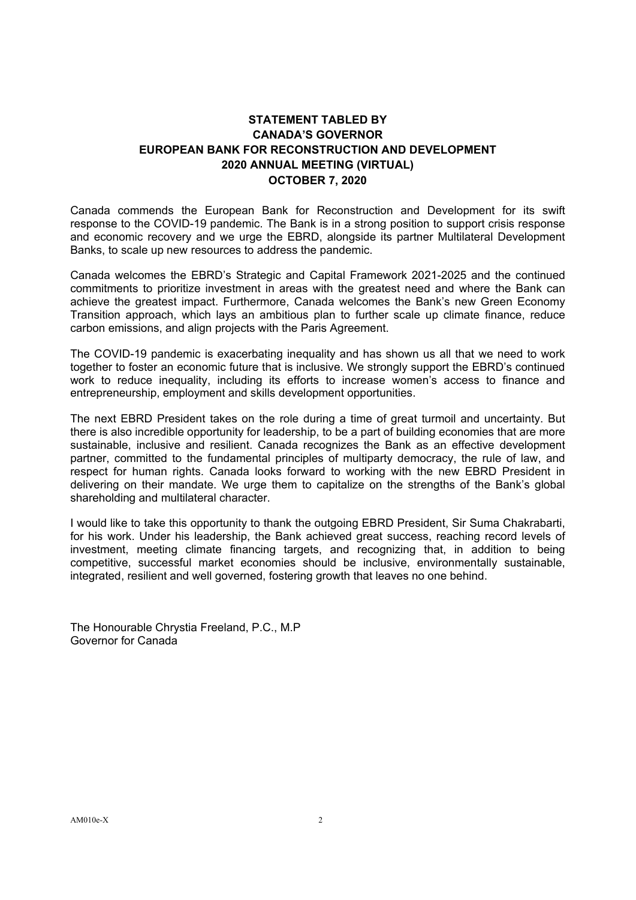**STATEMENT TABLED BY**
**CANADA'S GOVERNOR**
**EUROPEAN BANK FOR RECONSTRUCTION AND DEVELOPMENT**
**2020 ANNUAL MEETING (VIRTUAL)**
**OCTOBER 7, 2020**

Canada commends the European Bank for Reconstruction and Development for its swift response to the COVID-19 pandemic. The Bank is in a strong position to support crisis response and economic recovery and we urge the EBRD, alongside its partner Multilateral Development Banks, to scale up new resources to address the pandemic.

Canada welcomes the EBRD's Strategic and Capital Framework 2021-2025 and the continued commitments to prioritize investment in areas with the greatest need and where the Bank can achieve the greatest impact. Furthermore, Canada welcomes the Bank's new Green Economy Transition approach, which lays an ambitious plan to further scale up climate finance, reduce carbon emissions, and align projects with the Paris Agreement.

The COVID-19 pandemic is exacerbating inequality and has shown us all that we need to work together to foster an economic future that is inclusive. We strongly support the EBRD's continued work to reduce inequality, including its efforts to increase women's access to finance and entrepreneurship, employment and skills development opportunities.

The next EBRD President takes on the role during a time of great turmoil and uncertainty. But there is also incredible opportunity for leadership, to be a part of building economies that are more sustainable, inclusive and resilient. Canada recognizes the Bank as an effective development partner, committed to the fundamental principles of multiparty democracy, the rule of law, and respect for human rights. Canada looks forward to working with the new EBRD President in delivering on their mandate. We urge them to capitalize on the strengths of the Bank's global shareholding and multilateral character.

I would like to take this opportunity to thank the outgoing EBRD President, Sir Suma Chakrabarti, for his work. Under his leadership, the Bank achieved great success, reaching record levels of investment, meeting climate financing targets, and recognizing that, in addition to being competitive, successful market economies should be inclusive, environmentally sustainable, integrated, resilient and well governed, fostering growth that leaves no one behind.

The Honourable Chrystia Freeland, P.C., M.P
Governor for Canada